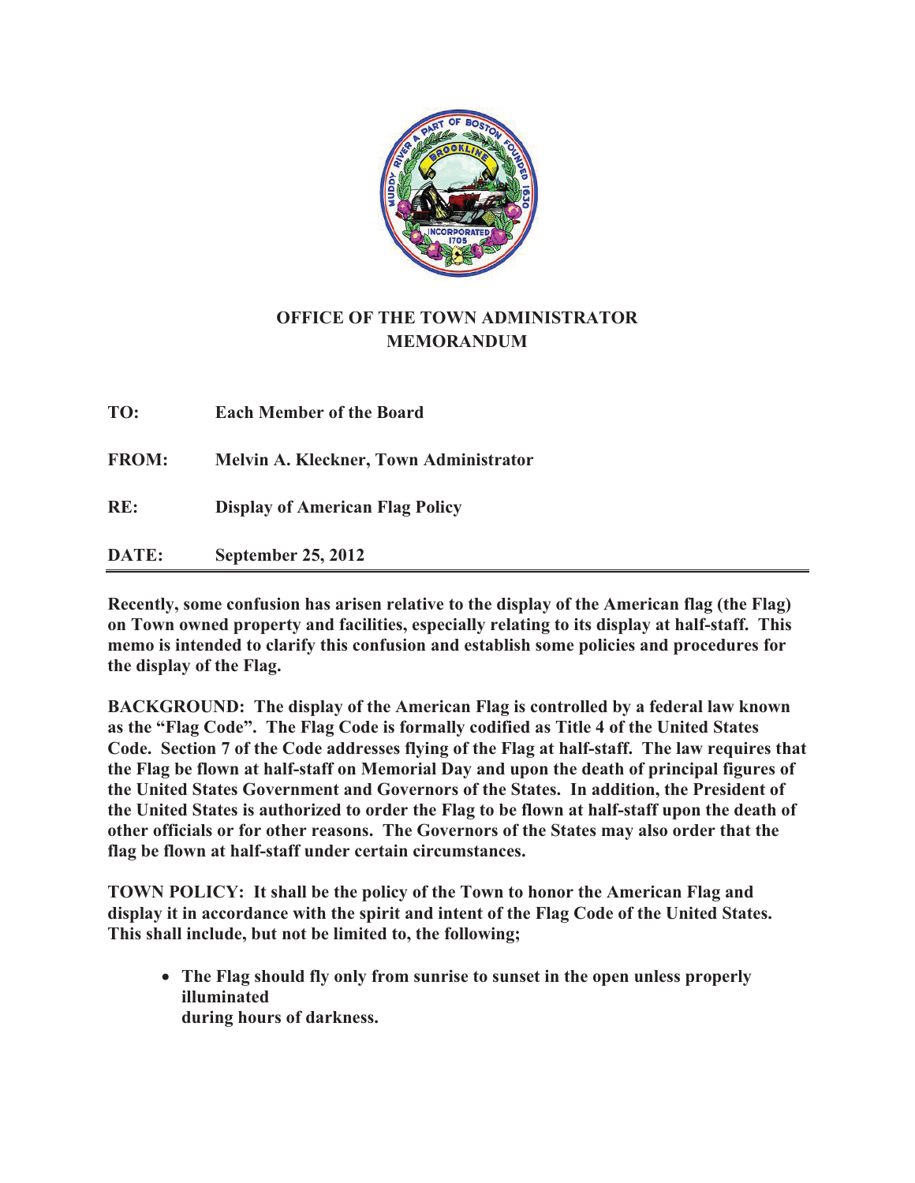**OFFICE OF THE TOWN ADMINISTRATOR**
**MEMORANDUM**

**TO:** Each Member of the Board

**FROM:** Melvin A. Kleckner, Town Administrator

**RE:** Display of American Flag Policy

**DATE:** September 25, 2012

---

**Recently, some confusion has arisen relative to the display of the American flag (the Flag) on Town owned property and facilities, especially relating to its display at half-staff. This memo is intended to clarify this confusion and establish some policies and procedures for the display of the Flag.**

**BACKGROUND: The display of the American Flag is controlled by a federal law known as the "Flag Code". The Flag Code is formally codified as Title 4 of the United States Code. Section 7 of the Code addresses flying of the Flag at half-staff. The law requires that the Flag be flown at half-staff on Memorial Day and upon the death of principal figures of the United States Government and Governors of the States. In addition, the President of the United States is authorized to order the Flag to be flown at half-staff upon the death of other officials or for other reasons. The Governors of the States may also order that the flag be flown at half-staff under certain circumstances.**

**TOWN POLICY: It shall be the policy of the Town to honor the American Flag and display it in accordance with the spirit and intent of the Flag Code of the United States. This shall include, but not be limited to, the following;**

- **The Flag should fly only from sunrise to sunset in the open unless properly illuminated during hours of darkness.**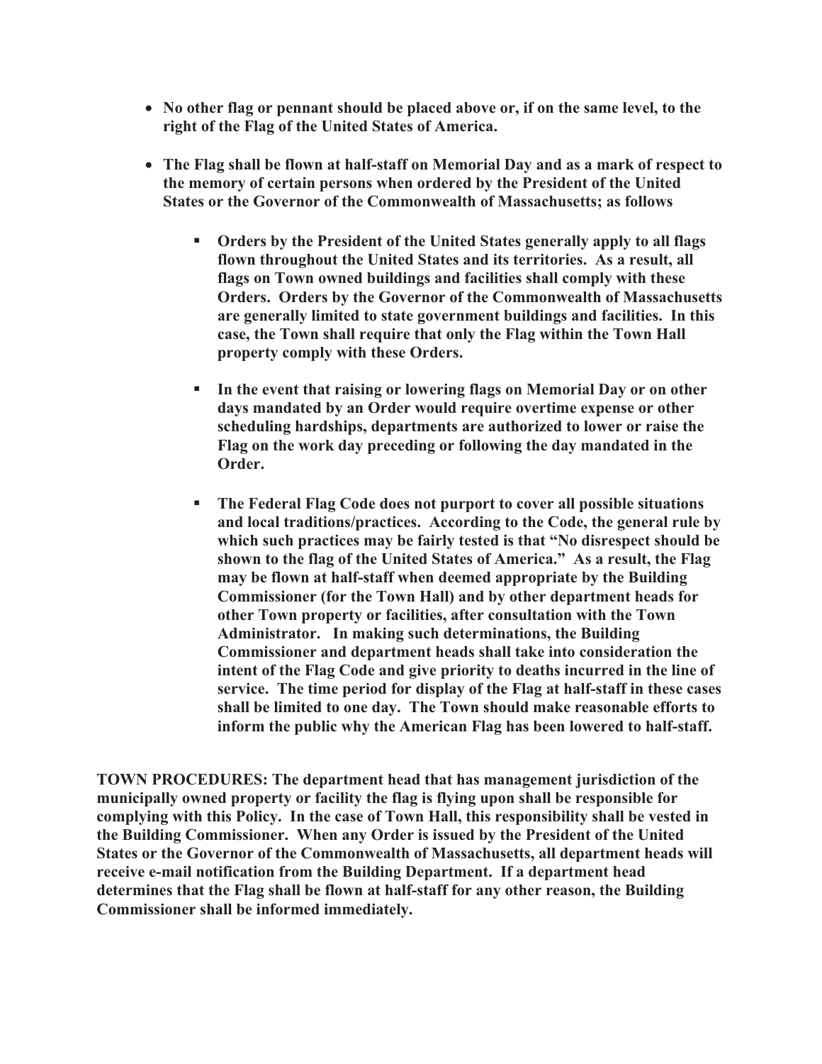- **No other flag or pennant should be placed above or, if on the same level, to the right of the Flag of the United States of America.**

- **The Flag shall be flown at half-staff on Memorial Day and as a mark of respect to the memory of certain persons when ordered by the President of the United States or the Governor of the Commonwealth of Massachusetts; as follows**

    - **Orders by the President of the United States generally apply to all flags flown throughout the United States and its territories. As a result, all flags on Town owned buildings and facilities shall comply with these Orders. Orders by the Governor of the Commonwealth of Massachusetts are generally limited to state government buildings and facilities. In this case, the Town shall require that only the Flag within the Town Hall property comply with these Orders.**

    - **In the event that raising or lowering flags on Memorial Day or on other days mandated by an Order would require overtime expense or other scheduling hardships, departments are authorized to lower or raise the Flag on the work day preceding or following the day mandated in the Order.**

    - **The Federal Flag Code does not purport to cover all possible situations and local traditions/practices. According to the Code, the general rule by which such practices may be fairly tested is that "No disrespect should be shown to the flag of the United States of America." As a result, the Flag may be flown at half-staff when deemed appropriate by the Building Commissioner (for the Town Hall) and by other department heads for other Town property or facilities, after consultation with the Town Administrator. In making such determinations, the Building Commissioner and department heads shall take into consideration the intent of the Flag Code and give priority to deaths incurred in the line of service. The time period for display of the Flag at half-staff in these cases shall be limited to one day. The Town should make reasonable efforts to inform the public why the American Flag has been lowered to half-staff.**

**TOWN PROCEDURES: The department head that has management jurisdiction of the municipally owned property or facility the flag is flying upon shall be responsible for complying with this Policy. In the case of Town Hall, this responsibility shall be vested in the Building Commissioner. When any Order is issued by the President of the United States or the Governor of the Commonwealth of Massachusetts, all department heads will receive e-mail notification from the Building Department. If a department head determines that the Flag shall be flown at half-staff for any other reason, the Building Commissioner shall be informed immediately.**